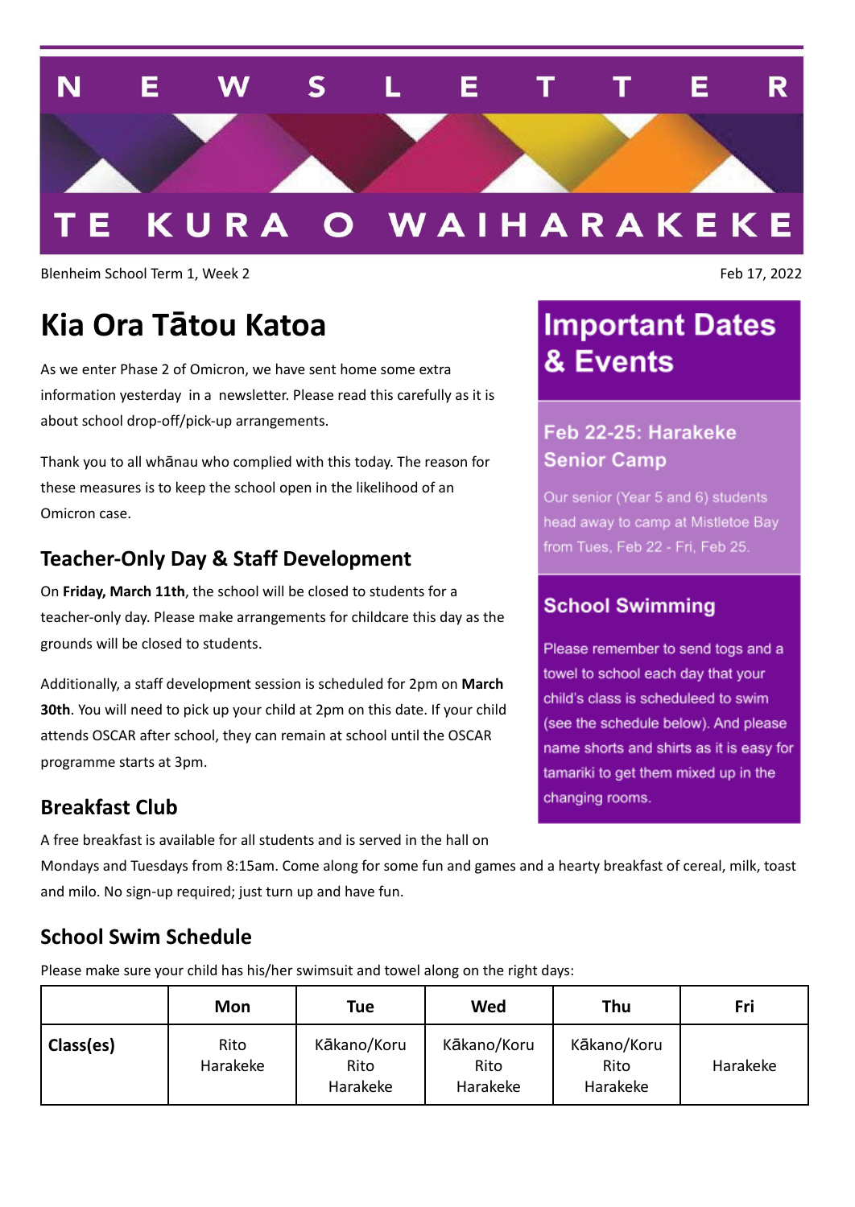# NEWSLETTER

# TE KURA O WAIHARAKEKE

Blenheim School Term 1, Week 2

Feb 17, 2022

## Kia Ora Tātou Katoa

As we enter Phase 2 of Omicron, we have sent home some extra information yesterday in a newsletter. Please read this carefully as it is about school drop-off/pick-up arrangements.

Thank you to all whānau who complied with this today. The reason for these measures is to keep the school open in the likelihood of an Omicron case.

### Teacher-Only Day & Staff Development

On **Friday, March 11th**, the school will be closed to students for a teacher-only day. Please make arrangements for childcare this day as the grounds will be closed to students.

Additionally, a staff development session is scheduled for 2pm on **March 30th**. You will need to pick up your child at 2pm on this date. If your child attends OSCAR after school, they can remain at school until the OSCAR programme starts at 3pm.

### Breakfast Club

A free breakfast is available for all students and is served in the hall on Mondays and Tuesdays from 8:15am. Come along for some fun and games and a hearty breakfast of cereal, milk, toast and milo. No sign-up required; just turn up and have fun.

## Important Dates & Events

### Feb 22-25: Harakeke Senior Camp

Our senior (Year 5 and 6) students head away to camp at Mistletoe Bay from Tues, Feb 22 - Fri, Feb 25.

### School Swimming

Please remember to send togs and a towel to school each day that your child's class is scheduleed to swim (see the schedule below). And please name shorts and shirts as it is easy for tamariki to get them mixed up in the changing rooms.

### School Swim Schedule

Please make sure your child has his/her swimsuit and towel along on the right days:

| | Mon | Tue | Wed | Thu | Fri |
|---|---|---|---|---|---|
| **Class(es)** | Rito<br>Harakeke | Kākano/Koru<br>Rito<br>Harakeke | Kākano/Koru<br>Rito<br>Harakeke | Kākano/Koru<br>Rito<br>Harakeke | Harakeke |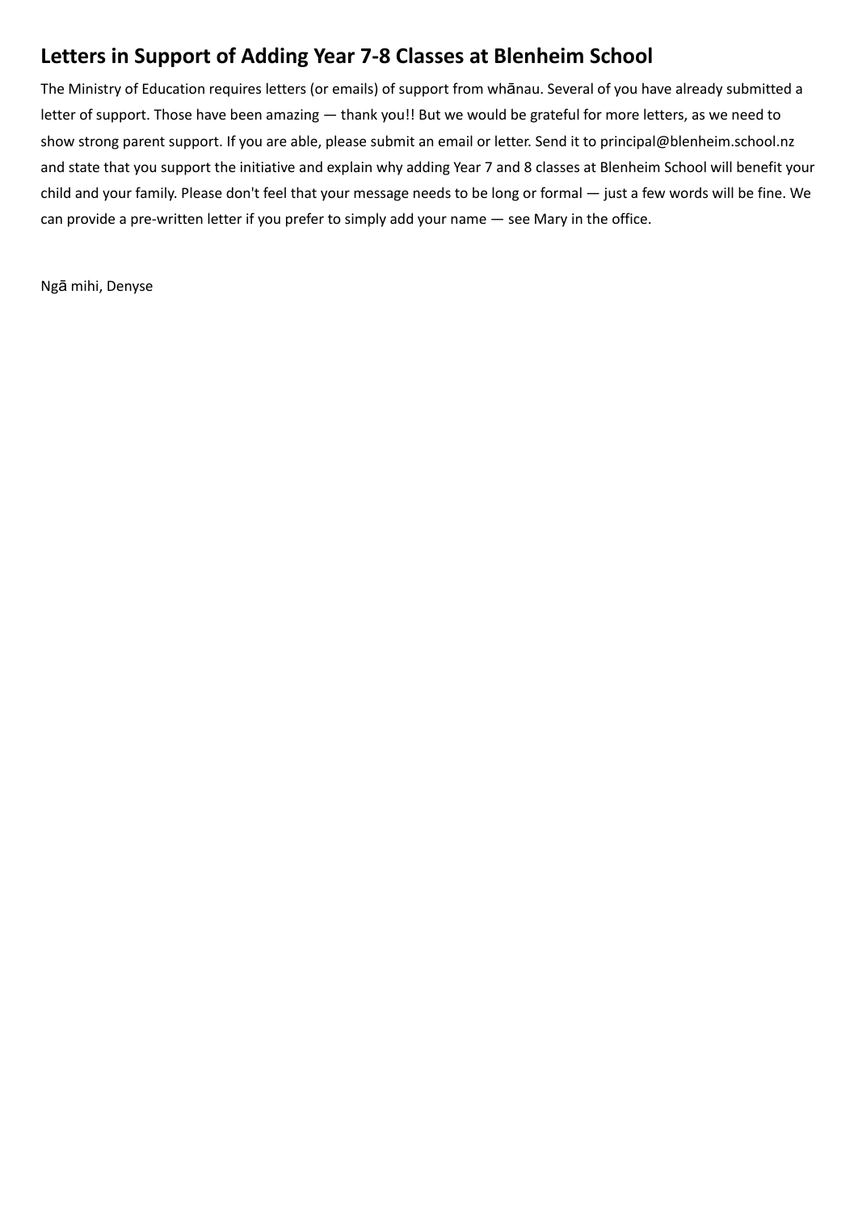## Letters in Support of Adding Year 7-8 Classes at Blenheim School

The Ministry of Education requires letters (or emails) of support from whānau. Several of you have already submitted a letter of support. Those have been amazing — thank you!! But we would be grateful for more letters, as we need to show strong parent support. If you are able, please submit an email or letter. Send it to principal@blenheim.school.nz and state that you support the initiative and explain why adding Year 7 and 8 classes at Blenheim School will benefit your child and your family. Please don't feel that your message needs to be long or formal — just a few words will be fine. We can provide a pre-written letter if you prefer to simply add your name — see Mary in the office.

Ngā mihi, Denyse